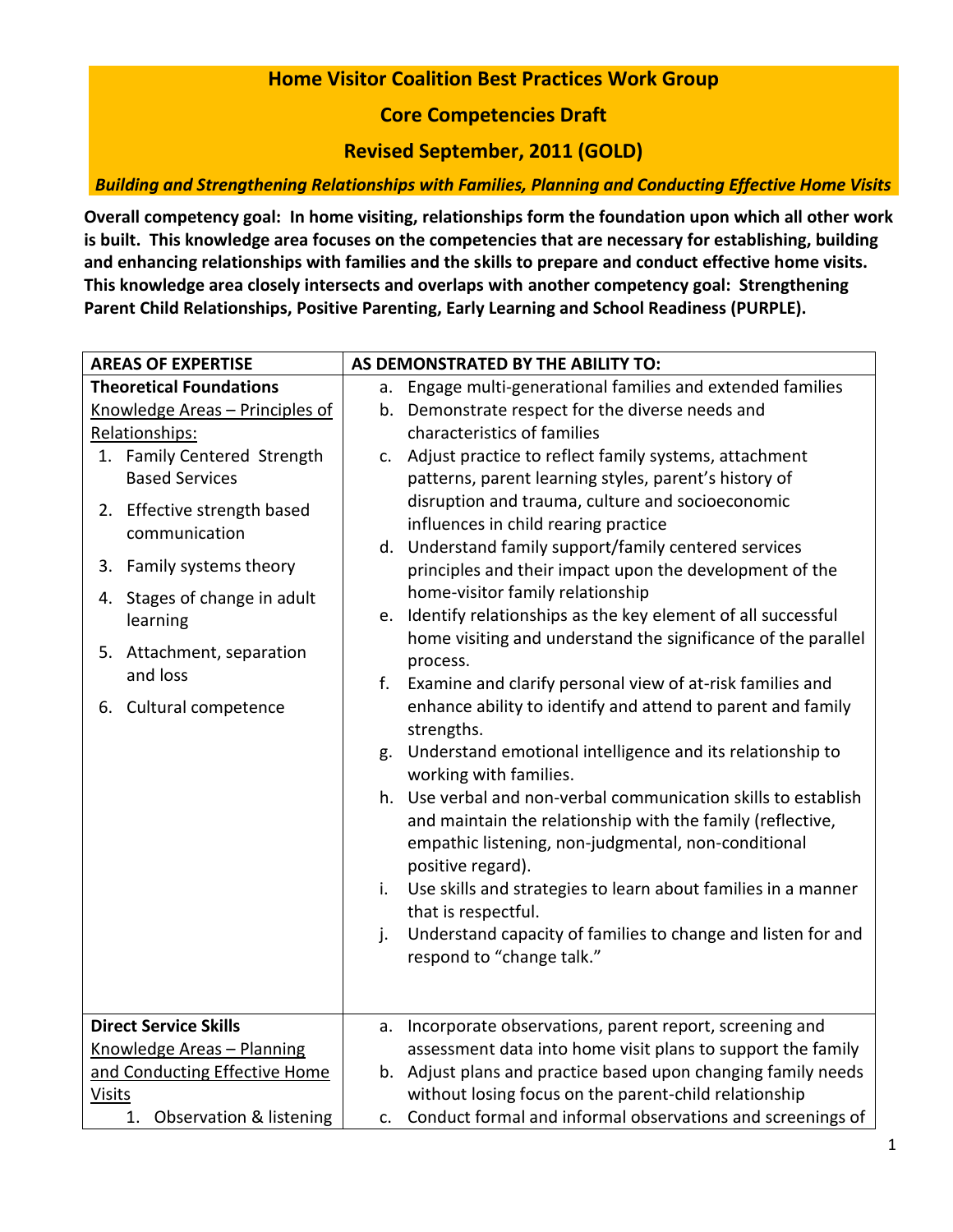# Home Visitor Coalition Best Practices Work Group

## Core Competencies Draft

## Revised September, 2011 (GOLD)

***Building and Strengthening Relationships with Families, Planning and Conducting Effective Home Visits***

**Overall competency goal: In home visiting, relationships form the foundation upon which all other work is built. This knowledge area focuses on the competencies that are necessary for establishing, building and enhancing relationships with families and the skills to prepare and conduct effective home visits. This knowledge area closely intersects and overlaps with another competency goal: Strengthening Parent Child Relationships, Positive Parenting, Early Learning and School Readiness (PURPLE).**

| AREAS OF EXPERTISE | AS DEMONSTRATED BY THE ABILITY TO: |
|---|---|
| **Theoretical Foundations**<br>Knowledge Areas – Principles of Relationships:<br>1. Family Centered Strength Based Services<br>2. Effective strength based communication<br>3. Family systems theory<br>4. Stages of change in adult learning<br>5. Attachment, separation and loss<br>6. Cultural competence | a. Engage multi-generational families and extended families<br>b. Demonstrate respect for the diverse needs and characteristics of families<br>c. Adjust practice to reflect family systems, attachment patterns, parent learning styles, parent's history of disruption and trauma, culture and socioeconomic influences in child rearing practice<br>d. Understand family support/family centered services principles and their impact upon the development of the home-visitor family relationship<br>e. Identify relationships as the key element of all successful home visiting and understand the significance of the parallel process.<br>f. Examine and clarify personal view of at-risk families and enhance ability to identify and attend to parent and family strengths.<br>g. Understand emotional intelligence and its relationship to working with families.<br>h. Use verbal and non-verbal communication skills to establish and maintain the relationship with the family (reflective, empathic listening, non-judgmental, non-conditional positive regard).<br>i. Use skills and strategies to learn about families in a manner that is respectful.<br>j. Understand capacity of families to change and listen for and respond to "change talk." |
| **Direct Service Skills**<br>Knowledge Areas – Planning and Conducting Effective Home Visits<br>1. Observation & listening | a. Incorporate observations, parent report, screening and assessment data into home visit plans to support the family<br>b. Adjust plans and practice based upon changing family needs without losing focus on the parent-child relationship<br>c. Conduct formal and informal observations and screenings of |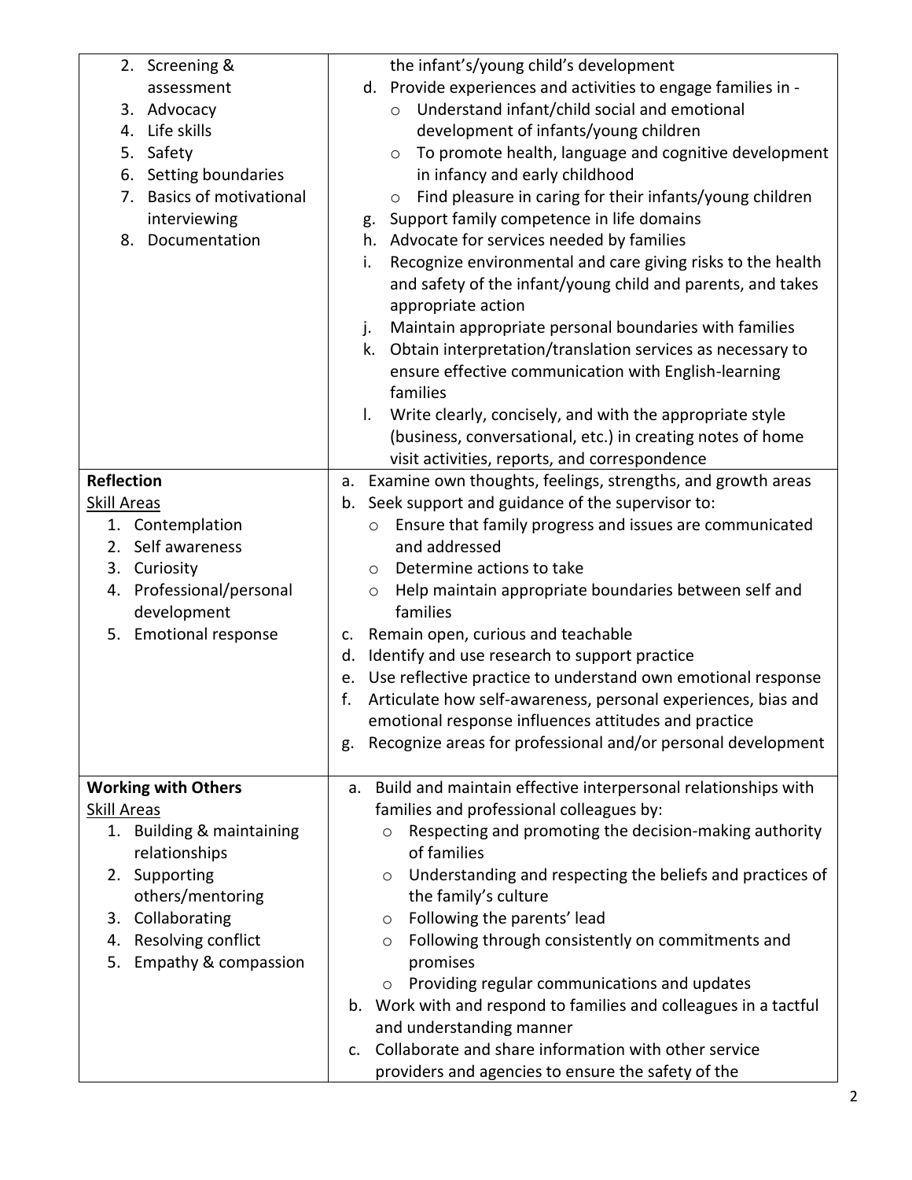| | |
|---|---|
| 2. Screening & assessment<br>3. Advocacy<br>4. Life skills<br>5. Safety<br>6. Setting boundaries<br>7. Basics of motivational interviewing<br>8. Documentation | the infant's/young child's development<br>d. Provide experiences and activities to engage families in -<br>○ Understand infant/child social and emotional development of infants/young children<br>○ To promote health, language and cognitive development in infancy and early childhood<br>○ Find pleasure in caring for their infants/young children<br>g. Support family competence in life domains<br>h. Advocate for services needed by families<br>i. Recognize environmental and care giving risks to the health and safety of the infant/young child and parents, and takes appropriate action<br>j. Maintain appropriate personal boundaries with families<br>k. Obtain interpretation/translation services as necessary to ensure effective communication with English-learning families<br>l. Write clearly, concisely, and with the appropriate style (business, conversational, etc.) in creating notes of home visit activities, reports, and correspondence |
| **Reflection**<br><u>Skill Areas</u><br>1. Contemplation<br>2. Self awareness<br>3. Curiosity<br>4. Professional/personal development<br>5. Emotional response | a. Examine own thoughts, feelings, strengths, and growth areas<br>b. Seek support and guidance of the supervisor to:<br>○ Ensure that family progress and issues are communicated and addressed<br>○ Determine actions to take<br>○ Help maintain appropriate boundaries between self and families<br>c. Remain open, curious and teachable<br>d. Identify and use research to support practice<br>e. Use reflective practice to understand own emotional response<br>f. Articulate how self-awareness, personal experiences, bias and emotional response influences attitudes and practice<br>g. Recognize areas for professional and/or personal development |
| **Working with Others**<br><u>Skill Areas</u><br>1. Building & maintaining relationships<br>2. Supporting others/mentoring<br>3. Collaborating<br>4. Resolving conflict<br>5. Empathy & compassion | a. Build and maintain effective interpersonal relationships with families and professional colleagues by:<br>○ Respecting and promoting the decision-making authority of families<br>○ Understanding and respecting the beliefs and practices of the family's culture<br>○ Following the parents' lead<br>○ Following through consistently on commitments and promises<br>○ Providing regular communications and updates<br>b. Work with and respond to families and colleagues in a tactful and understanding manner<br>c. Collaborate and share information with other service providers and agencies to ensure the safety of the |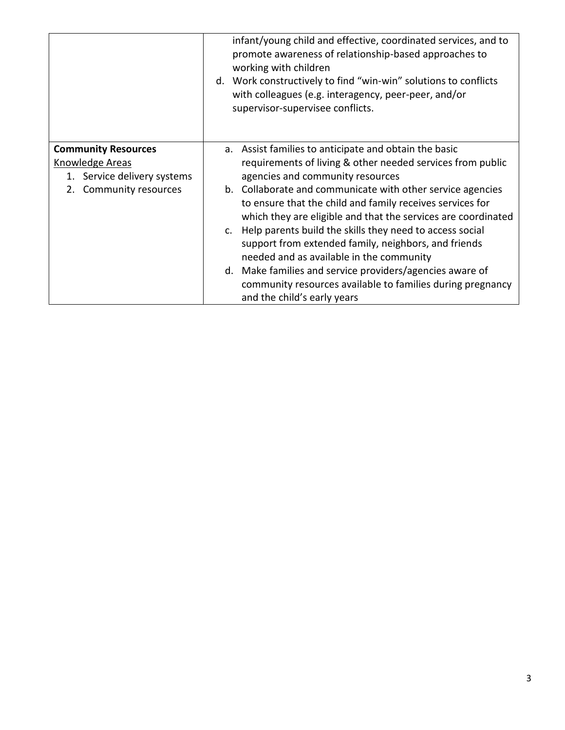| | |
|---|---|
| | infant/young child and effective, coordinated services, and to promote awareness of relationship-based approaches to working with children<br>d. Work constructively to find "win-win" solutions to conflicts with colleagues (e.g. interagency, peer-peer, and/or supervisor-supervisee conflicts. |
| **Community Resources**<br>Knowledge Areas<br>1. Service delivery systems<br>2. Community resources | a. Assist families to anticipate and obtain the basic requirements of living & other needed services from public agencies and community resources<br>b. Collaborate and communicate with other service agencies to ensure that the child and family receives services for which they are eligible and that the services are coordinated<br>c. Help parents build the skills they need to access social support from extended family, neighbors, and friends needed and as available in the community<br>d. Make families and service providers/agencies aware of community resources available to families during pregnancy and the child's early years |